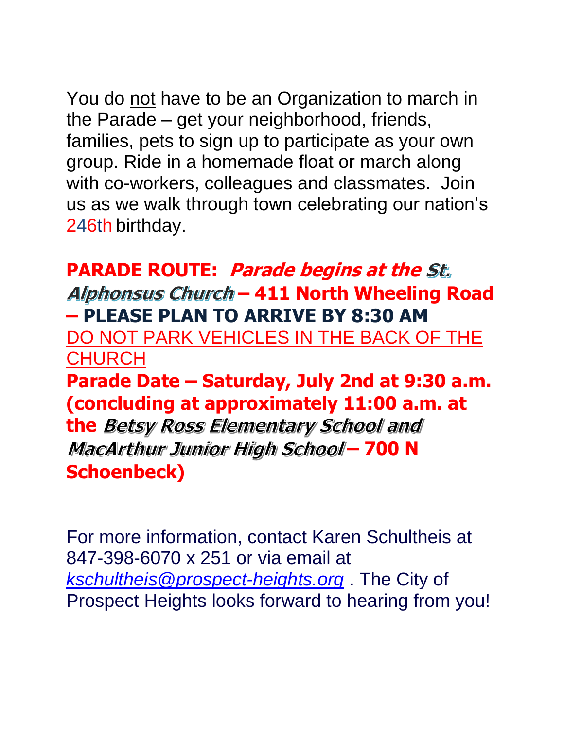You do not have to be an Organization to march in the Parade – get your neighborhood, friends, families, pets to sign up to participate as your own group. Ride in a homemade float or march along with co-workers, colleagues and classmates. Join us as we walk through town celebrating our nation's 246th birthday.

**PARADE ROUTE:** ***Parade begins at the St. Alphonsus Church*** **– 411 North Wheeling Road – PLEASE PLAN TO ARRIVE BY 8:30 AM**

DO NOT PARK VEHICLES IN THE BACK OF THE CHURCH

**Parade Date – Saturday, July 2nd at 9:30 a.m. (concluding at approximately 11:00 a.m. at the** ***Betsy Ross Elementary School and MacArthur Junior High School*** **– 700 N Schoenbeck)**

For more information, contact Karen Schultheis at 847-398-6070 x 251 or via email at *kschultheis@prospect-heights.org* . The City of Prospect Heights looks forward to hearing from you!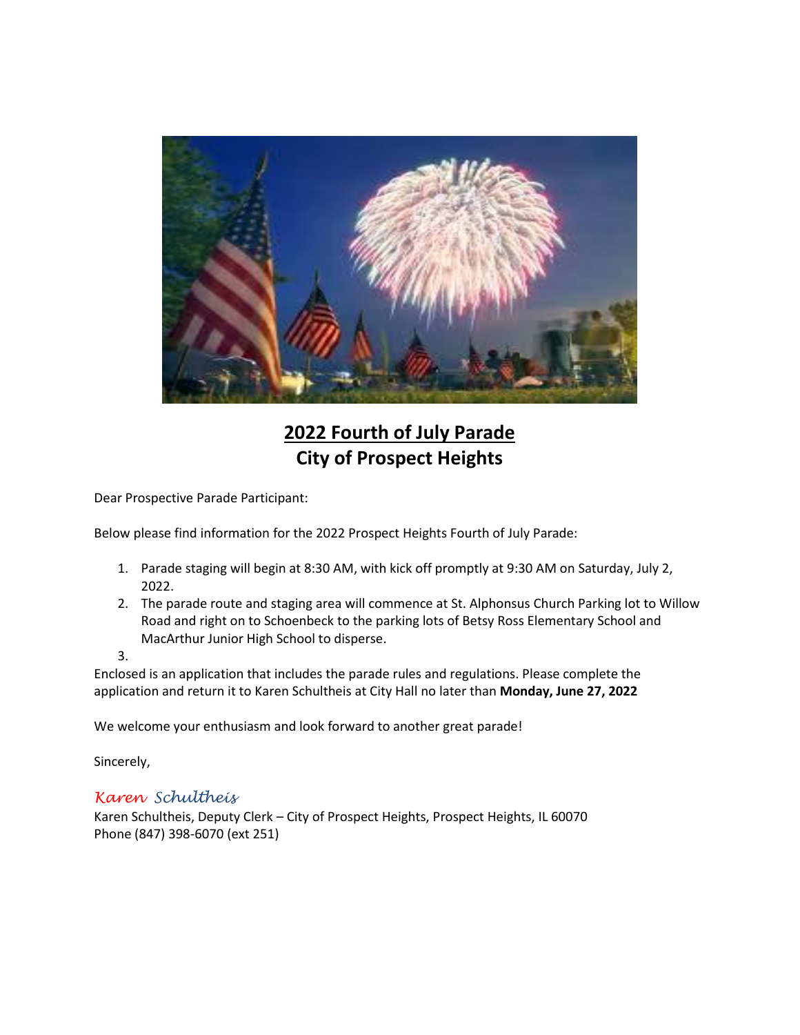## 2022 Fourth of July Parade
## City of Prospect Heights

Dear Prospective Parade Participant:

Below please find information for the 2022 Prospect Heights Fourth of July Parade:

1. Parade staging will begin at 8:30 AM, with kick off promptly at 9:30 AM on Saturday, July 2, 2022.
2. The parade route and staging area will commence at St. Alphonsus Church Parking lot to Willow Road and right on to Schoenbeck to the parking lots of Betsy Ross Elementary School and MacArthur Junior High School to disperse.
3.

Enclosed is an application that includes the parade rules and regulations. Please complete the application and return it to Karen Schultheis at City Hall no later than **Monday, June 27, 2022**

We welcome your enthusiasm and look forward to another great parade!

Sincerely,

*Karen Schultheis*

Karen Schultheis, Deputy Clerk – City of Prospect Heights, Prospect Heights, IL 60070
Phone (847) 398-6070 (ext 251)